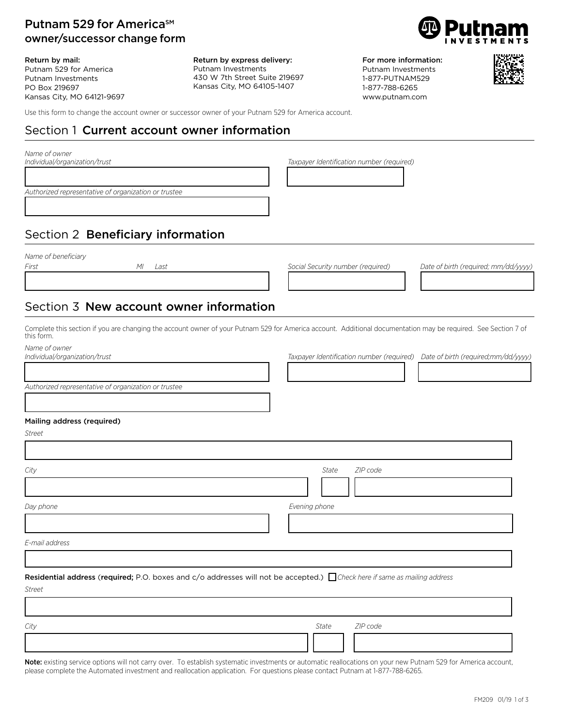# Putnam 529 for America℠ owner/successor change form

**Return by mail:**
Putnam 529 for America
Putnam Investments
PO Box 219697
Kansas City, MO 64121-9697

**Return by express delivery:**
Putnam Investments
430 W 7th Street Suite 219697
Kansas City, MO 64105-1407

**For more information:**
Putnam Investments
1-877-PUTNAM529
1-877-788-6265
www.putnam.com

Use this form to change the account owner or successor owner of your Putnam 529 for America account.

## Section 1 Current account owner information

*Name of owner*
*Individual/organization/trust*

*Taxpayer Identification number (required)*

*Authorized representative of organization or trustee*

## Section 2 Beneficiary information

*Name of beneficiary*
*First* *MI* *Last*

*Social Security number (required)*

*Date of birth (required; mm/dd/yyyy)*

## Section 3 New account owner information

Complete this section if you are changing the account owner of your Putnam 529 for America account. Additional documentation may be required. See Section 7 of this form.

*Name of owner*
*Individual/organization/trust*

*Taxpayer Identification number (required)*

*Date of birth (required;mm/dd/yyyy)*

*Authorized representative of organization or trustee*

**Mailing address (required)**

*Street*

*City* *State* *ZIP code*

*Day phone*

*Evening phone*

*E-mail address*

**Residential address** (**required;** P.O. boxes and c/o addresses will not be accepted.) ☐ *Check here if same as mailing address*

*Street*

*City* *State* *ZIP code*

**Note:** existing service options will not carry over. To establish systematic investments or automatic reallocations on your new Putnam 529 for America account, please complete the Automated investment and reallocation application. For questions please contact Putnam at 1-877-788-6265.

FM209 01/19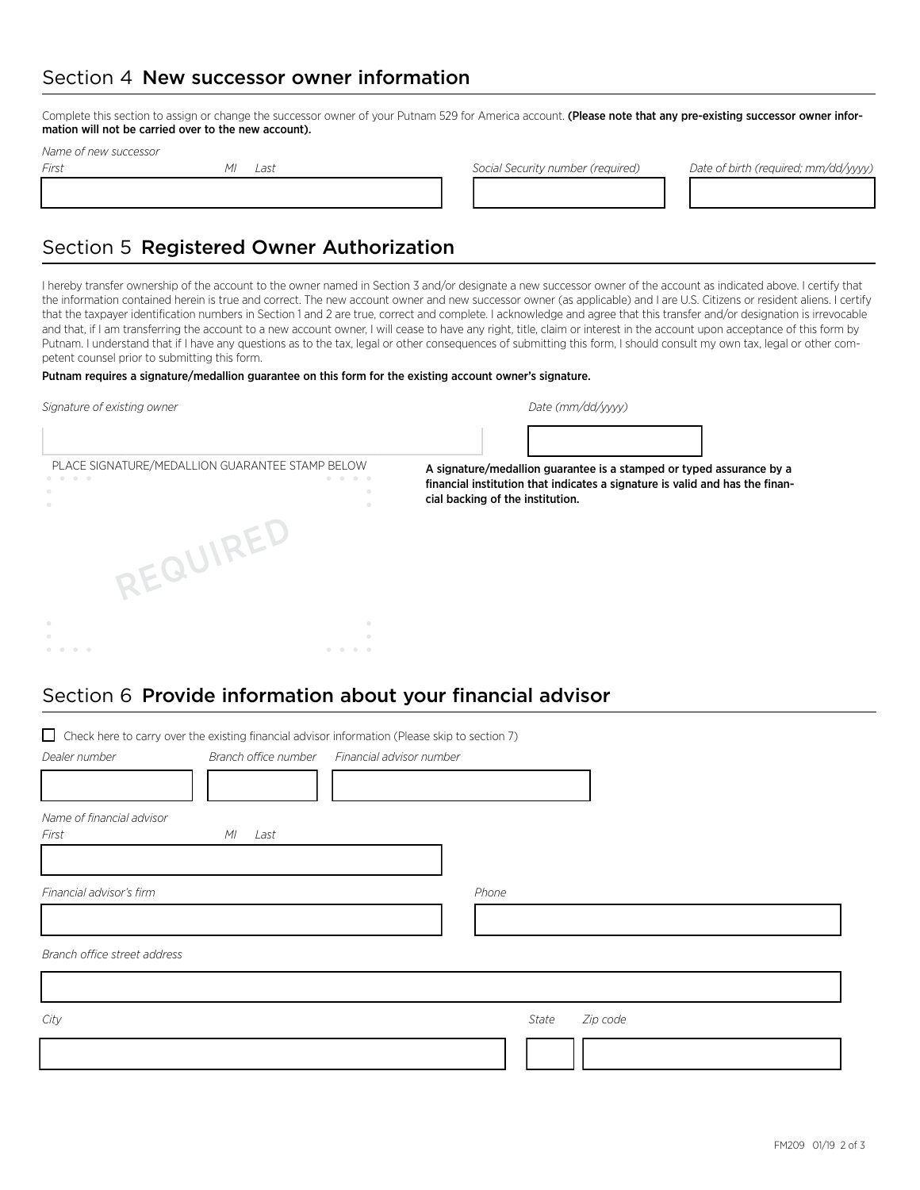## Section 4 New successor owner information

Complete this section to assign or change the successor owner of your Putnam 529 for America account. **(Please note that any pre-existing successor owner information will not be carried over to the new account).**

*Name of new successor*

| *First* | *MI* | *Last* | *Social Security number (required)* | *Date of birth (required; mm/dd/yyyy)* |
|---|---|---|---|---|
| | | | | |

## Section 5 Registered Owner Authorization

I hereby transfer ownership of the account to the owner named in Section 3 and/or designate a new successor owner of the account as indicated above. I certify that the information contained herein is true and correct. The new account owner and new successor owner (as applicable) and I are U.S. Citizens or resident aliens. I certify that the taxpayer identification numbers in Section 1 and 2 are true, correct and complete. I acknowledge and agree that this transfer and/or designation is irrevocable and that, if I am transferring the account to a new account owner, I will cease to have any right, title, claim or interest in the account upon acceptance of this form by Putnam. I understand that if I have any questions as to the tax, legal or other consequences of submitting this form, I should consult my own tax, legal or other competent counsel prior to submitting this form.

**Putnam requires a signature/medallion guarantee on this form for the existing account owner's signature.**

| *Signature of existing owner* | *Date (mm/dd/yyyy)* |
|---|---|
| | |

PLACE SIGNATURE/MEDALLION GUARANTEE STAMP BELOW

REQUIRED

**A signature/medallion guarantee is a stamped or typed assurance by a financial institution that indicates a signature is valid and has the financial backing of the institution.**

## Section 6 Provide information about your financial advisor

☐ Check here to carry over the existing financial advisor information (Please skip to section 7)

| *Dealer number* | *Branch office number* | *Financial advisor number* |
|---|---|---|
| | | |

*Name of financial advisor*

| *First* | *MI* | *Last* |
|---|---|---|
| | | |

| *Financial advisor's firm* | *Phone* |
|---|---|
| | |

*Branch office street address*

| *City* | *State* | *Zip code* |
|---|---|---|
| | | |

FM209 01/19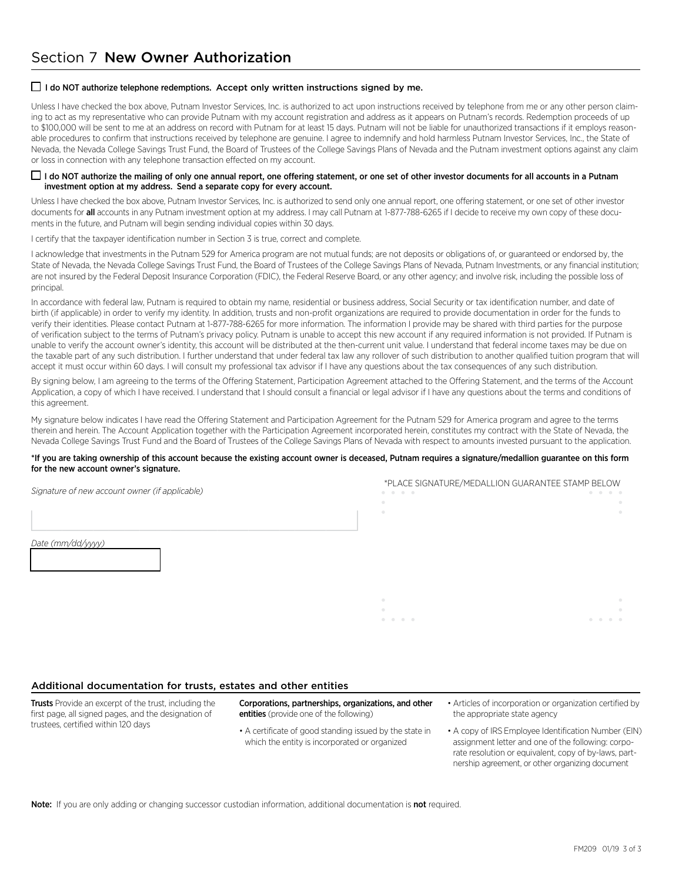## Section 7 **New Owner Authorization**

☐ **I do NOT authorize telephone redemptions. Accept only written instructions signed by me.**

Unless I have checked the box above, Putnam Investor Services, Inc. is authorized to act upon instructions received by telephone from me or any other person claiming to act as my representative who can provide Putnam with my account registration and address as it appears on Putnam's records. Redemption proceeds of up to $100,000 will be sent to me at an address on record with Putnam for at least 15 days. Putnam will not be liable for unauthorized transactions if it employs reasonable procedures to confirm that instructions received by telephone are genuine. I agree to indemnify and hold harmless Putnam Investor Services, Inc., the State of Nevada, the Nevada College Savings Trust Fund, the Board of Trustees of the College Savings Plans of Nevada and the Putnam investment options against any claim or loss in connection with any telephone transaction effected on my account.

☐ **I do NOT authorize the mailing of only one annual report, one offering statement, or one set of other investor documents for all accounts in a Putnam investment option at my address. Send a separate copy for every account.**

Unless I have checked the box above, Putnam Investor Services, Inc. is authorized to send only one annual report, one offering statement, or one set of other investor documents for **all** accounts in any Putnam investment option at my address. I may call Putnam at 1-877-788-6265 if I decide to receive my own copy of these documents in the future, and Putnam will begin sending individual copies within 30 days.

I certify that the taxpayer identification number in Section 3 is true, correct and complete.

I acknowledge that investments in the Putnam 529 for America program are not mutual funds; are not deposits or obligations of, or guaranteed or endorsed by, the State of Nevada, the Nevada College Savings Trust Fund, the Board of Trustees of the College Savings Plans of Nevada, Putnam Investments, or any financial institution; are not insured by the Federal Deposit Insurance Corporation (FDIC), the Federal Reserve Board, or any other agency; and involve risk, including the possible loss of principal.

In accordance with federal law, Putnam is required to obtain my name, residential or business address, Social Security or tax identification number, and date of birth (if applicable) in order to verify my identity. In addition, trusts and non-profit organizations are required to provide documentation in order for the funds to verify their identities. Please contact Putnam at 1-877-788-6265 for more information. The information I provide may be shared with third parties for the purpose of verification subject to the terms of Putnam's privacy policy. Putnam is unable to accept this new account if any required information is not provided. If Putnam is unable to verify the account owner's identity, this account will be distributed at the then-current unit value. I understand that federal income taxes may be due on the taxable part of any such distribution. I further understand that under federal tax law any rollover of such distribution to another qualified tuition program that will accept it must occur within 60 days. I will consult my professional tax advisor if I have any questions about the tax consequences of any such distribution.

By signing below, I am agreeing to the terms of the Offering Statement, Participation Agreement attached to the Offering Statement, and the terms of the Account Application, a copy of which I have received. I understand that I should consult a financial or legal advisor if I have any questions about the terms and conditions of this agreement.

My signature below indicates I have read the Offering Statement and Participation Agreement for the Putnam 529 for America program and agree to the terms therein and herein. The Account Application together with the Participation Agreement incorporated herein, constitutes my contract with the State of Nevada, the Nevada College Savings Trust Fund and the Board of Trustees of the College Savings Plans of Nevada with respect to amounts invested pursuant to the application.

**\*If you are taking ownership of this account because the existing account owner is deceased, Putnam requires a signature/medallion guarantee on this form for the new account owner's signature.**

*Signature of new account owner (if applicable)*

*Date (mm/dd/yyyy)*

\*PLACE SIGNATURE/MEDALLION GUARANTEE STAMP BELOW

### Additional documentation for trusts, estates and other entities

**Trusts** Provide an excerpt of the trust, including the first page, all signed pages, and the designation of trustees, certified within 120 days

**Corporations, partnerships, organizations, and other entities** (provide one of the following)

- A certificate of good standing issued by the state in which the entity is incorporated or organized
- Articles of incorporation or organization certified by the appropriate state agency
- A copy of IRS Employee Identification Number (EIN) assignment letter and one of the following: corporate resolution or equivalent, copy of by-laws, partnership agreement, or other organizing document

**Note:** If you are only adding or changing successor custodian information, additional documentation is **not** required.

FM209 01/19